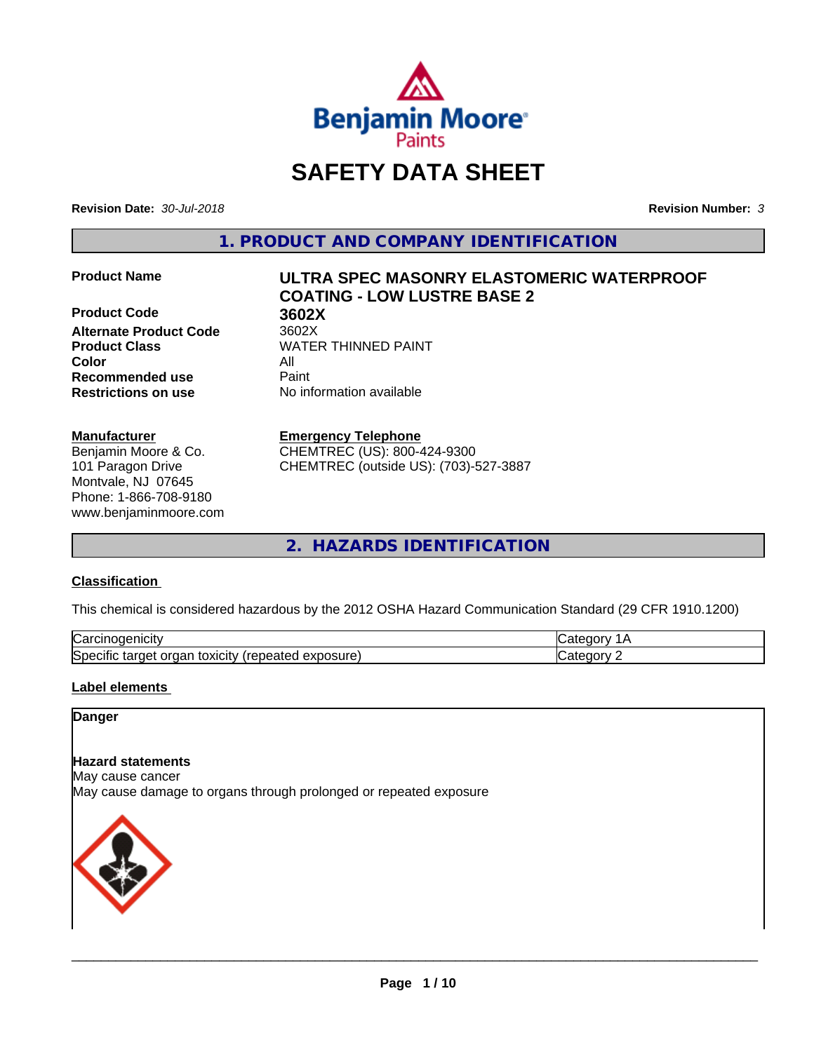# SAFETY DATA SHEET

**Revision Date:** *30-Jul-2018*

**Revision Number:** *3*

## 1. PRODUCT AND COMPANY IDENTIFICATION

| | |
|---|---|
| **Product Name** | **ULTRA SPEC MASONRY ELASTOMERIC WATERPROOF COATING - LOW LUSTRE BASE 2** |
| **Product Code** | **3602X** |
| **Alternate Product Code** | 3602X |
| **Product Class** | WATER THINNED PAINT |
| **Color** | All |
| **Recommended use** | Paint |
| **Restrictions on use** | No information available |

**Manufacturer**
Benjamin Moore & Co.
101 Paragon Drive
Montvale, NJ 07645
Phone: 1-866-708-9180
www.benjaminmoore.com

**Emergency Telephone**
CHEMTREC (US): 800-424-9300
CHEMTREC (outside US): (703)-527-3887

## 2. HAZARDS IDENTIFICATION

### Classification

This chemical is considered hazardous by the 2012 OSHA Hazard Communication Standard (29 CFR 1910.1200)

| | |
|---|---|
| Carcinogenicity | Category 1A |
| Specific target organ toxicity (repeated exposure) | Category 2 |

### Label elements

**Danger**

**Hazard statements**
May cause cancer
May cause damage to organs through prolonged or repeated exposure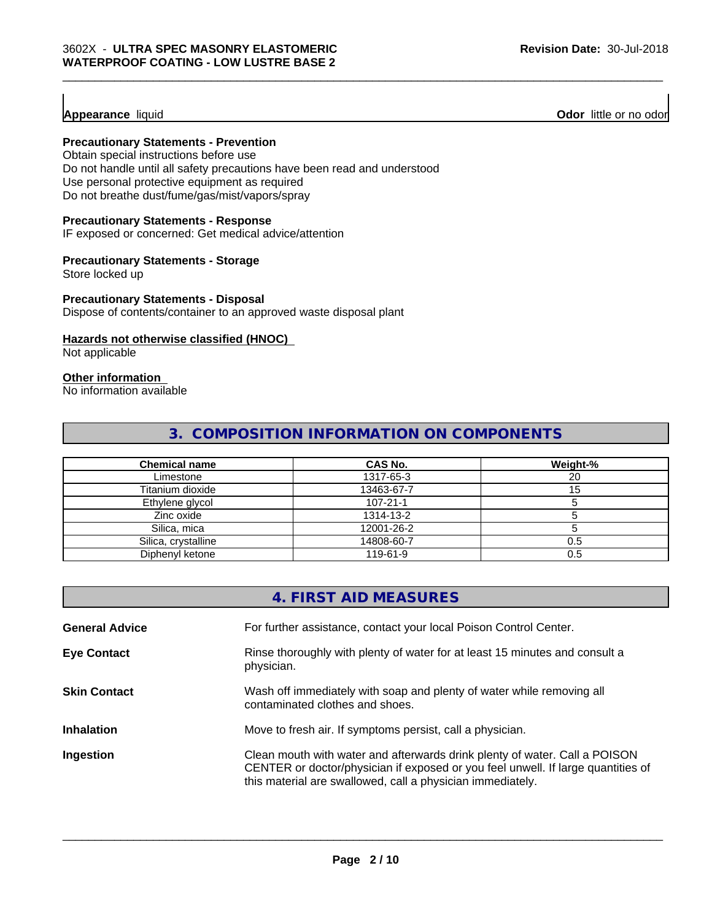**Appearance** liquid **Odor** little or no odor

**Precautionary Statements - Prevention**

Obtain special instructions before use
Do not handle until all safety precautions have been read and understood
Use personal protective equipment as required
Do not breathe dust/fume/gas/mist/vapors/spray

**Precautionary Statements - Response**

IF exposed or concerned: Get medical advice/attention

**Precautionary Statements - Storage**

Store locked up

**Precautionary Statements - Disposal**

Dispose of contents/container to an approved waste disposal plant

**Hazards not otherwise classified (HNOC)**

Not applicable

**Other information**

No information available

## 3. COMPOSITION INFORMATION ON COMPONENTS

| Chemical name | CAS No. | Weight-% |
|---|---|---|
| Limestone | 1317-65-3 | 20 |
| Titanium dioxide | 13463-67-7 | 15 |
| Ethylene glycol | 107-21-1 | 5 |
| Zinc oxide | 1314-13-2 | 5 |
| Silica, mica | 12001-26-2 | 5 |
| Silica, crystalline | 14808-60-7 | 0.5 |
| Diphenyl ketone | 119-61-9 | 0.5 |

## 4. FIRST AID MEASURES

**General Advice** For further assistance, contact your local Poison Control Center.

**Eye Contact** Rinse thoroughly with plenty of water for at least 15 minutes and consult a physician.

**Skin Contact** Wash off immediately with soap and plenty of water while removing all contaminated clothes and shoes.

**Inhalation** Move to fresh air. If symptoms persist, call a physician.

**Ingestion** Clean mouth with water and afterwards drink plenty of water. Call a POISON CENTER or doctor/physician if exposed or you feel unwell. If large quantities of this material are swallowed, call a physician immediately.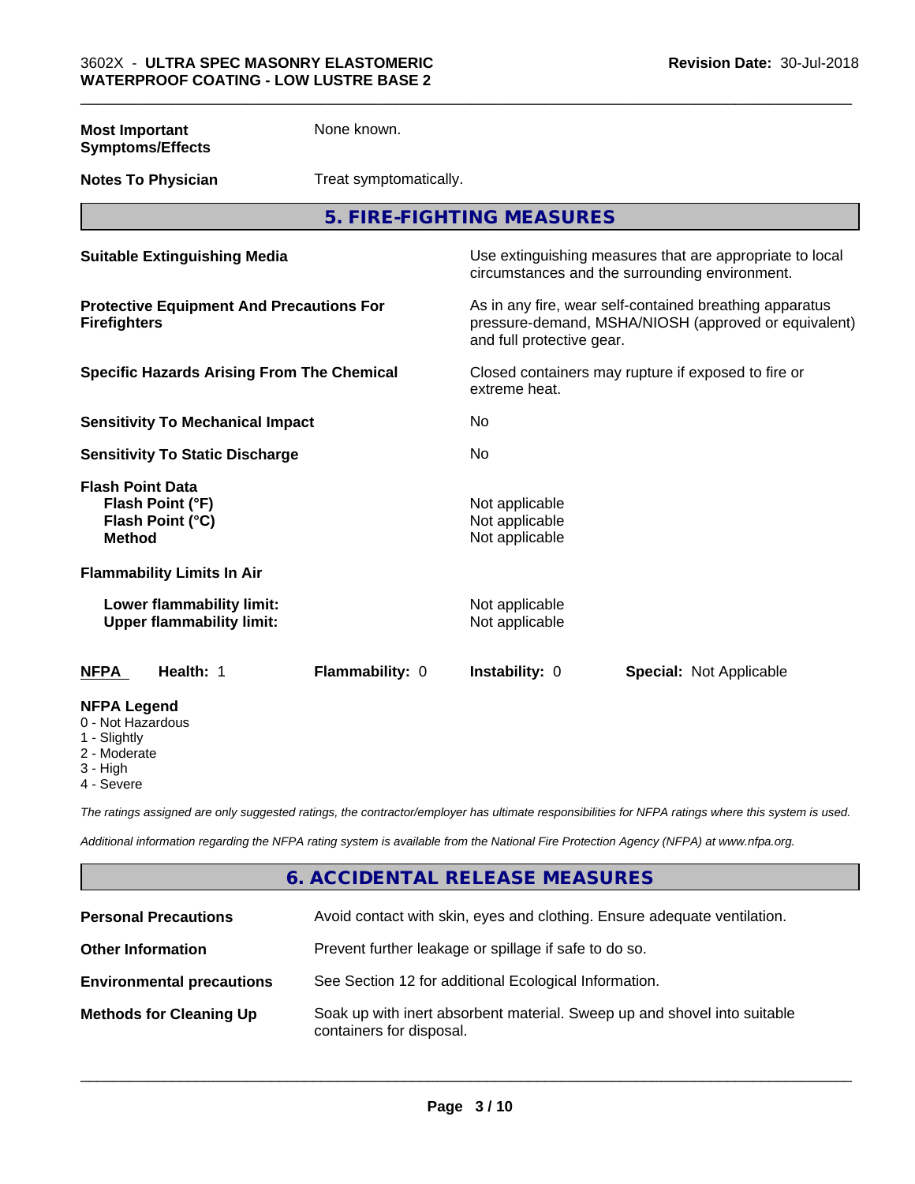| | |
|---|---|
| **Most Important Symptoms/Effects** | None known. |
| **Notes To Physician** | Treat symptomatically. |

## 5. FIRE-FIGHTING MEASURES

| | |
|---|---|
| **Suitable Extinguishing Media** | Use extinguishing measures that are appropriate to local circumstances and the surrounding environment. |
| **Protective Equipment And Precautions For Firefighters** | As in any fire, wear self-contained breathing apparatus pressure-demand, MSHA/NIOSH (approved or equivalent) and full protective gear. |
| **Specific Hazards Arising From The Chemical** | Closed containers may rupture if exposed to fire or extreme heat. |
| **Sensitivity To Mechanical Impact** | No |
| **Sensitivity To Static Discharge** | No |

**Flash Point Data**

| | |
|---|---|
| **Flash Point (°F)** | Not applicable |
| **Flash Point (°C)** | Not applicable |
| **Method** | Not applicable |

**Flammability Limits In Air**

| | |
|---|---|
| **Lower flammability limit:** | Not applicable |
| **Upper flammability limit:** | Not applicable |

| **NFPA** | **Health:** 1 | **Flammability:** 0 | **Instability:** 0 | **Special:** Not Applicable |
|---|---|---|---|---|

**NFPA Legend**

- 0 - Not Hazardous
- 1 - Slightly
- 2 - Moderate
- 3 - High
- 4 - Severe

*The ratings assigned are only suggested ratings, the contractor/employer has ultimate responsibilities for NFPA ratings where this system is used.*

*Additional information regarding the NFPA rating system is available from the National Fire Protection Agency (NFPA) at www.nfpa.org.*

## 6. ACCIDENTAL RELEASE MEASURES

| | |
|---|---|
| **Personal Precautions** | Avoid contact with skin, eyes and clothing. Ensure adequate ventilation. |
| **Other Information** | Prevent further leakage or spillage if safe to do so. |
| **Environmental precautions** | See Section 12 for additional Ecological Information. |
| **Methods for Cleaning Up** | Soak up with inert absorbent material. Sweep up and shovel into suitable containers for disposal. |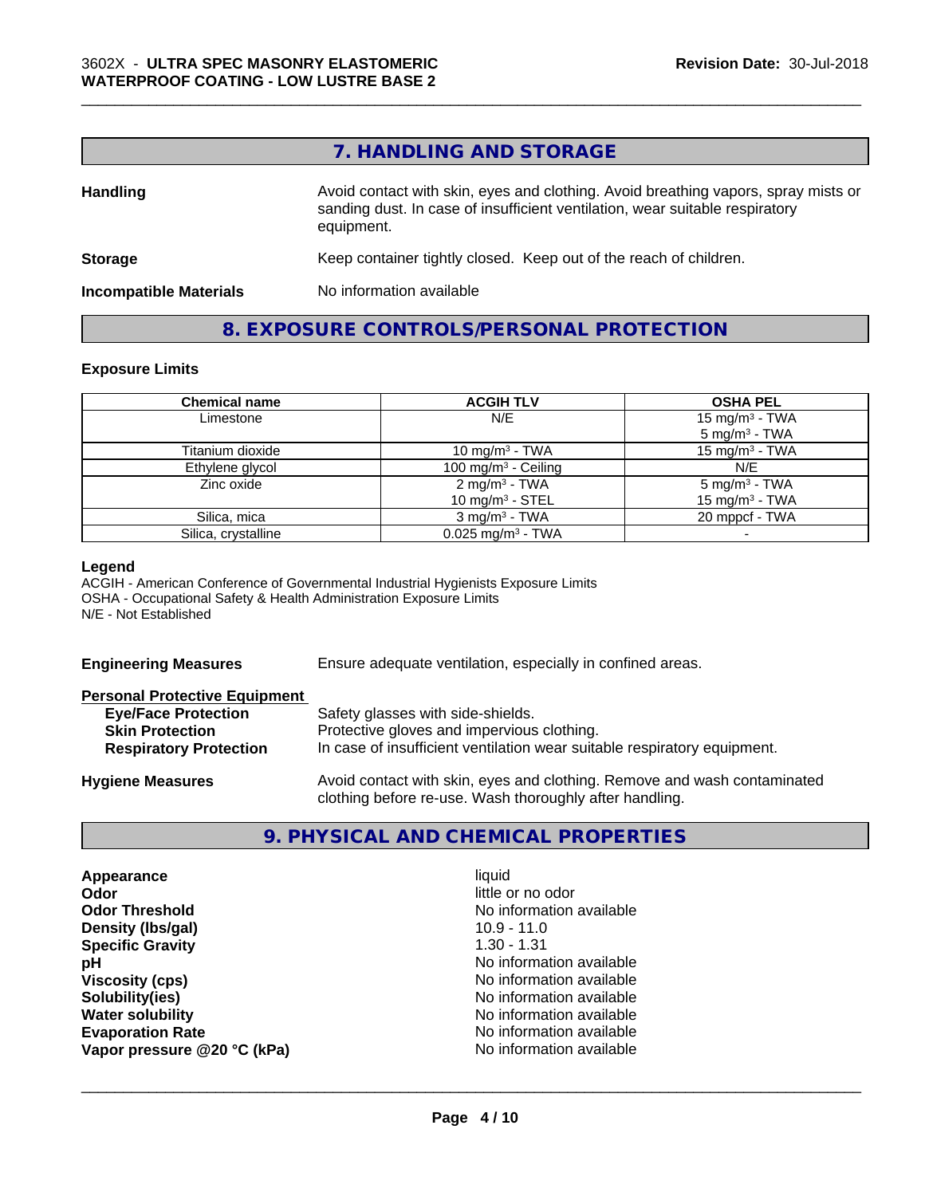## 7. HANDLING AND STORAGE

**Handling** — Avoid contact with skin, eyes and clothing. Avoid breathing vapors, spray mists or sanding dust. In case of insufficient ventilation, wear suitable respiratory equipment.

**Storage** — Keep container tightly closed. Keep out of the reach of children.

**Incompatible Materials** — No information available

## 8. EXPOSURE CONTROLS/PERSONAL PROTECTION

### Exposure Limits

| Chemical name | ACGIH TLV | OSHA PEL |
|---|---|---|
| Limestone | N/E | 15 mg/m³ - TWA<br>5 mg/m³ - TWA |
| Titanium dioxide | 10 mg/m³ - TWA | 15 mg/m³ - TWA |
| Ethylene glycol | 100 mg/m³ - Ceiling | N/E |
| Zinc oxide | 2 mg/m³ - TWA<br>10 mg/m³ - STEL | 5 mg/m³ - TWA<br>15 mg/m³ - TWA |
| Silica, mica | 3 mg/m³ - TWA | 20 mppcf - TWA |
| Silica, crystalline | 0.025 mg/m³ - TWA | - |

**Legend**
ACGIH - American Conference of Governmental Industrial Hygienists Exposure Limits
OSHA - Occupational Safety & Health Administration Exposure Limits
N/E - Not Established

**Engineering Measures** — Ensure adequate ventilation, especially in confined areas.

**Personal Protective Equipment**
- **Eye/Face Protection** — Safety glasses with side-shields.
- **Skin Protection** — Protective gloves and impervious clothing.
- **Respiratory Protection** — In case of insufficient ventilation wear suitable respiratory equipment.

**Hygiene Measures** — Avoid contact with skin, eyes and clothing. Remove and wash contaminated clothing before re-use. Wash thoroughly after handling.

## 9. PHYSICAL AND CHEMICAL PROPERTIES

| Property | Value |
|---|---|
| **Appearance** | liquid |
| **Odor** | little or no odor |
| **Odor Threshold** | No information available |
| **Density (lbs/gal)** | 10.9 - 11.0 |
| **Specific Gravity** | 1.30 - 1.31 |
| **pH** | No information available |
| **Viscosity (cps)** | No information available |
| **Solubility(ies)** | No information available |
| **Water solubility** | No information available |
| **Evaporation Rate** | No information available |
| **Vapor pressure @20 °C (kPa)** | No information available |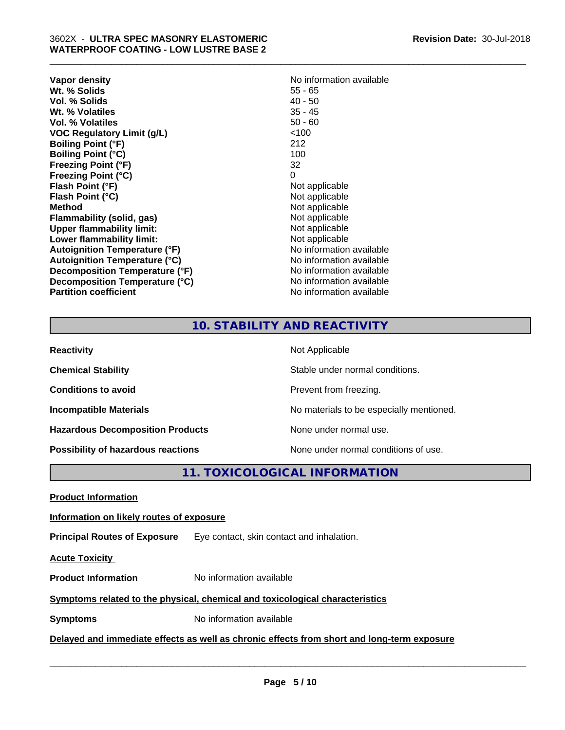| | |
|---|---|
| **Vapor density** | No information available |
| **Wt. % Solids** | 55 - 65 |
| **Vol. % Solids** | 40 - 50 |
| **Wt. % Volatiles** | 35 - 45 |
| **Vol. % Volatiles** | 50 - 60 |
| **VOC Regulatory Limit (g/L)** | <100 |
| **Boiling Point (°F)** | 212 |
| **Boiling Point (°C)** | 100 |
| **Freezing Point (°F)** | 32 |
| **Freezing Point (°C)** | 0 |
| **Flash Point (°F)** | Not applicable |
| **Flash Point (°C)** | Not applicable |
| **Method** | Not applicable |
| **Flammability (solid, gas)** | Not applicable |
| **Upper flammability limit:** | Not applicable |
| **Lower flammability limit:** | Not applicable |
| **Autoignition Temperature (°F)** | No information available |
| **Autoignition Temperature (°C)** | No information available |
| **Decomposition Temperature (°F)** | No information available |
| **Decomposition Temperature (°C)** | No information available |
| **Partition coefficient** | No information available |

## 10. STABILITY AND REACTIVITY

| | |
|---|---|
| **Reactivity** | Not Applicable |
| **Chemical Stability** | Stable under normal conditions. |
| **Conditions to avoid** | Prevent from freezing. |
| **Incompatible Materials** | No materials to be especially mentioned. |
| **Hazardous Decomposition Products** | None under normal use. |
| **Possibility of hazardous reactions** | None under normal conditions of use. |

## 11. TOXICOLOGICAL INFORMATION

**Product Information**

**Information on likely routes of exposure**

**Principal Routes of Exposure** Eye contact, skin contact and inhalation.

**Acute Toxicity**

**Product Information** No information available

**Symptoms related to the physical, chemical and toxicological characteristics**

**Symptoms** No information available

**Delayed and immediate effects as well as chronic effects from short and long-term exposure**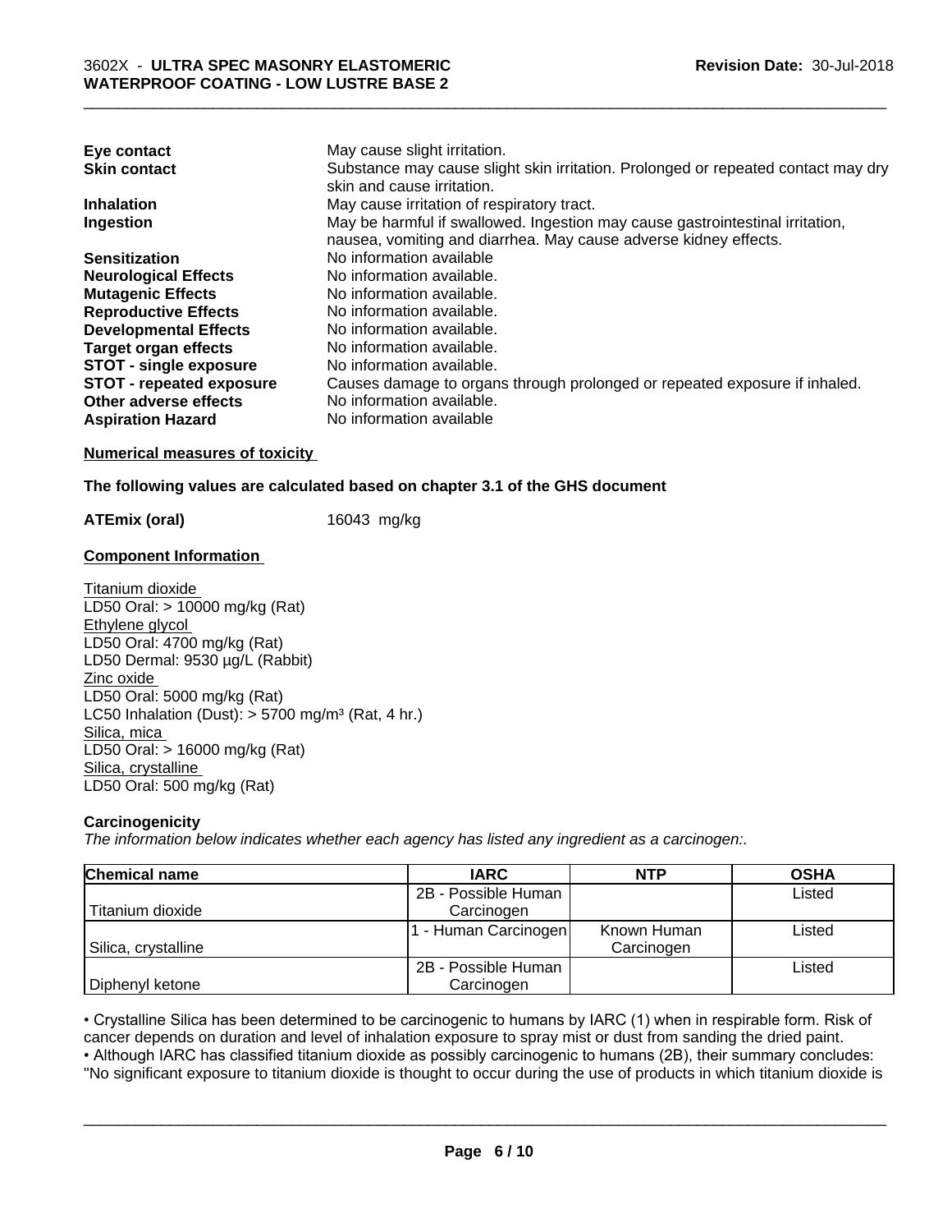| | |
|---|---|
| **Eye contact** | May cause slight irritation. |
| **Skin contact** | Substance may cause slight skin irritation. Prolonged or repeated contact may dry skin and cause irritation. |
| **Inhalation** | May cause irritation of respiratory tract. |
| **Ingestion** | May be harmful if swallowed. Ingestion may cause gastrointestinal irritation, nausea, vomiting and diarrhea. May cause adverse kidney effects. |
| **Sensitization** | No information available |
| **Neurological Effects** | No information available. |
| **Mutagenic Effects** | No information available. |
| **Reproductive Effects** | No information available. |
| **Developmental Effects** | No information available. |
| **Target organ effects** | No information available. |
| **STOT - single exposure** | No information available. |
| **STOT - repeated exposure** | Causes damage to organs through prolonged or repeated exposure if inhaled. |
| **Other adverse effects** | No information available. |
| **Aspiration Hazard** | No information available |

**Numerical measures of toxicity**

**The following values are calculated based on chapter 3.1 of the GHS document**

**ATEmix (oral)** 16043 mg/kg

**Component Information**

Titanium dioxide
LD50 Oral: > 10000 mg/kg (Rat)
Ethylene glycol
LD50 Oral: 4700 mg/kg (Rat)
LD50 Dermal: 9530 µg/L (Rabbit)
Zinc oxide
LD50 Oral: 5000 mg/kg (Rat)
LC50 Inhalation (Dust): > 5700 mg/m³ (Rat, 4 hr.)
Silica, mica
LD50 Oral: > 16000 mg/kg (Rat)
Silica, crystalline
LD50 Oral: 500 mg/kg (Rat)

**Carcinogenicity**

*The information below indicates whether each agency has listed any ingredient as a carcinogen:.*

| Chemical name | IARC | NTP | OSHA |
|---|---|---|---|
| Titanium dioxide | 2B - Possible Human Carcinogen | | Listed |
| Silica, crystalline | 1 - Human Carcinogen | Known Human Carcinogen | Listed |
| Diphenyl ketone | 2B - Possible Human Carcinogen | | Listed |

• Crystalline Silica has been determined to be carcinogenic to humans by IARC (1) when in respirable form. Risk of cancer depends on duration and level of inhalation exposure to spray mist or dust from sanding the dried paint.
• Although IARC has classified titanium dioxide as possibly carcinogenic to humans (2B), their summary concludes: "No significant exposure to titanium dioxide is thought to occur during the use of products in which titanium dioxide is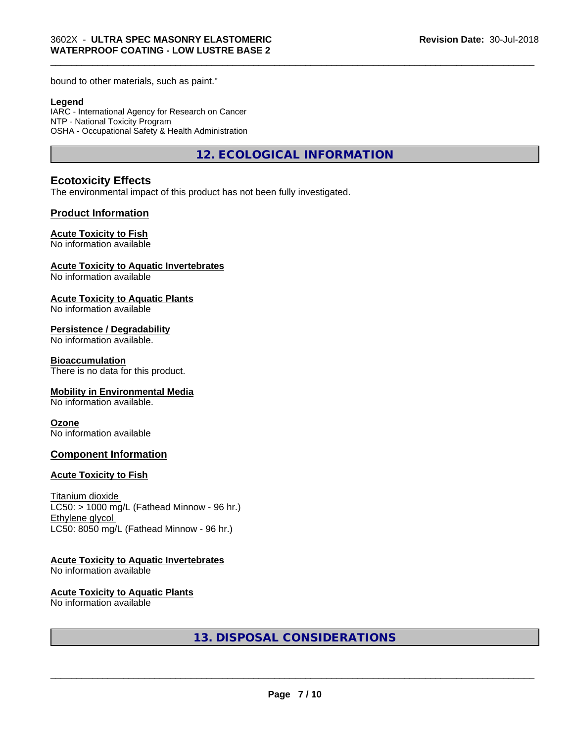bound to other materials, such as paint."

**Legend**
IARC - International Agency for Research on Cancer
NTP - National Toxicity Program
OSHA - Occupational Safety & Health Administration

## 12. ECOLOGICAL INFORMATION

### Ecotoxicity Effects

The environmental impact of this product has not been fully investigated.

### Product Information

**Acute Toxicity to Fish**
No information available

**Acute Toxicity to Aquatic Invertebrates**
No information available

**Acute Toxicity to Aquatic Plants**
No information available

**Persistence / Degradability**
No information available.

**Bioaccumulation**
There is no data for this product.

**Mobility in Environmental Media**
No information available.

**Ozone**
No information available

### Component Information

**Acute Toxicity to Fish**

Titanium dioxide
LC50: > 1000 mg/L (Fathead Minnow - 96 hr.)
Ethylene glycol
LC50: 8050 mg/L (Fathead Minnow - 96 hr.)

**Acute Toxicity to Aquatic Invertebrates**
No information available

**Acute Toxicity to Aquatic Plants**
No information available

## 13. DISPOSAL CONSIDERATIONS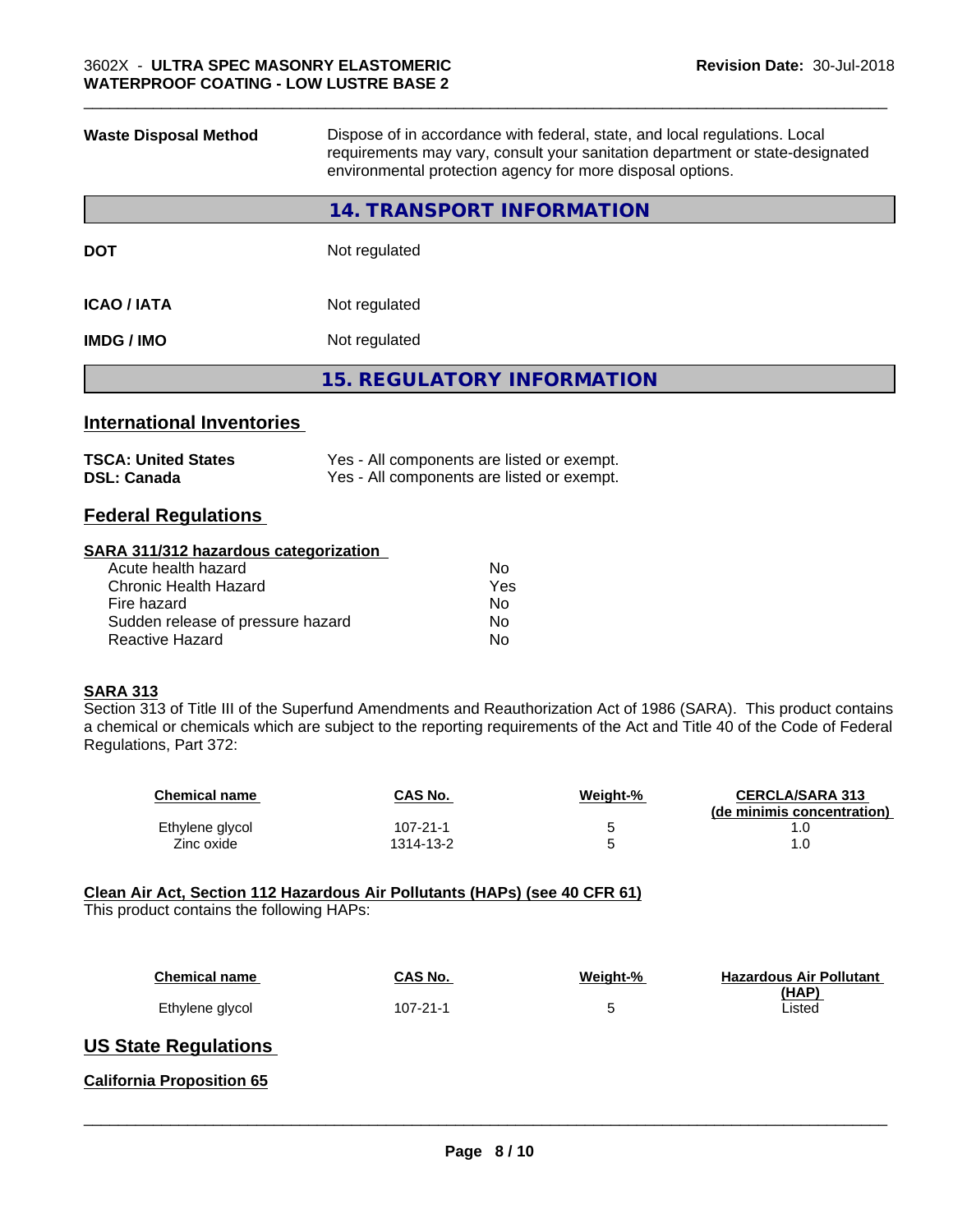| Waste Disposal Method | Dispose of in accordance with federal, state, and local regulations. Local requirements may vary, consult your sanitation department or state-designated environmental protection agency for more disposal options. |
|---|---|

## 14. TRANSPORT INFORMATION

| | |
|---|---|
| **DOT** | Not regulated |
| **ICAO / IATA** | Not regulated |
| **IMDG / IMO** | Not regulated |

## 15. REGULATORY INFORMATION

### International Inventories

| | |
|---|---|
| **TSCA: United States** | Yes - All components are listed or exempt. |
| **DSL: Canada** | Yes - All components are listed or exempt. |

### Federal Regulations

**SARA 311/312 hazardous categorization**

| | |
|---|---|
| Acute health hazard | No |
| Chronic Health Hazard | Yes |
| Fire hazard | No |
| Sudden release of pressure hazard | No |
| Reactive Hazard | No |

**SARA 313**

Section 313 of Title III of the Superfund Amendments and Reauthorization Act of 1986 (SARA). This product contains a chemical or chemicals which are subject to the reporting requirements of the Act and Title 40 of the Code of Federal Regulations, Part 372:

| Chemical name | CAS No. | Weight-% | CERCLA/SARA 313 (de minimis concentration) |
|---|---|---|---|
| Ethylene glycol | 107-21-1 | 5 | 1.0 |
| Zinc oxide | 1314-13-2 | 5 | 1.0 |

**Clean Air Act, Section 112 Hazardous Air Pollutants (HAPs) (see 40 CFR 61)**

This product contains the following HAPs:

| Chemical name | CAS No. | Weight-% | Hazardous Air Pollutant (HAP) |
|---|---|---|---|
| Ethylene glycol | 107-21-1 | 5 | Listed |

### US State Regulations

**California Proposition 65**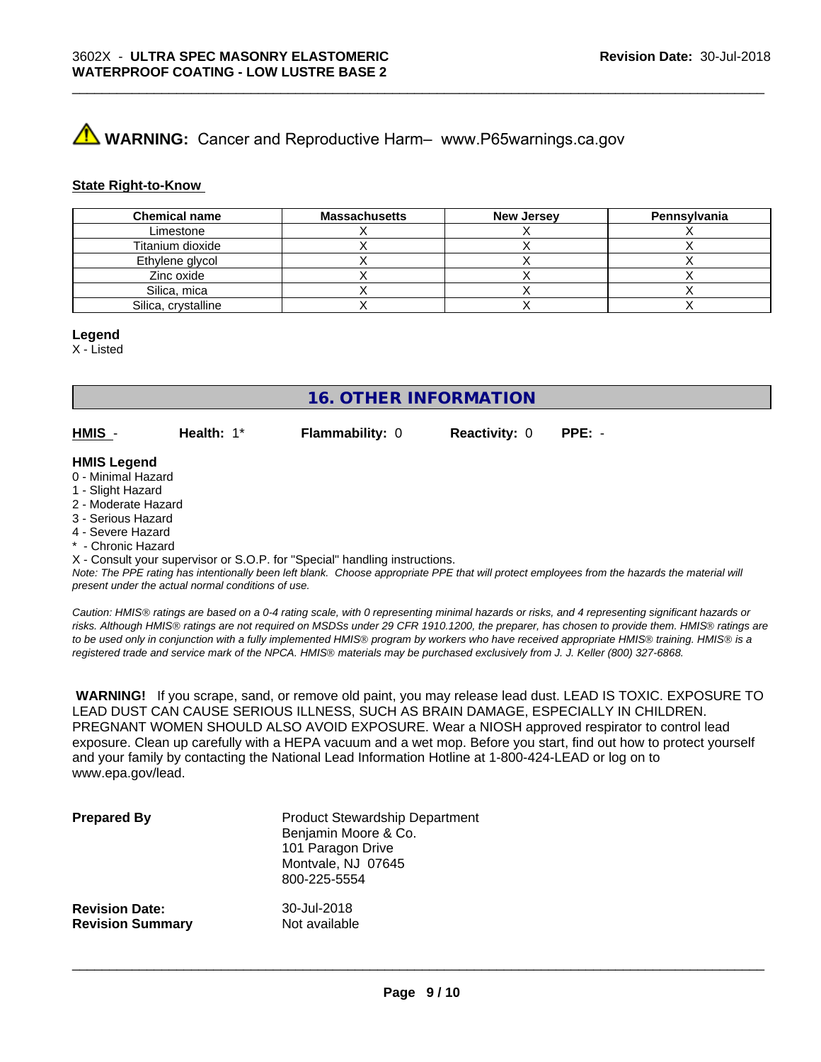**⚠ WARNING:** Cancer and Reproductive Harm– www.P65warnings.ca.gov

**State Right-to-Know**

| Chemical name | Massachusetts | New Jersey | Pennsylvania |
|---|---|---|---|
| Limestone | X | X | X |
| Titanium dioxide | X | X | X |
| Ethylene glycol | X | X | X |
| Zinc oxide | X | X | X |
| Silica, mica | X | X | X |
| Silica, crystalline | X | X | X |

**Legend**

X - Listed

## 16. OTHER INFORMATION

**HMIS** - **Health:** 1* **Flammability:** 0 **Reactivity:** 0 **PPE:** -

**HMIS Legend**

0 - Minimal Hazard
1 - Slight Hazard
2 - Moderate Hazard
3 - Serious Hazard
4 - Severe Hazard
* - Chronic Hazard
X - Consult your supervisor or S.O.P. for "Special" handling instructions.

*Note: The PPE rating has intentionally been left blank. Choose appropriate PPE that will protect employees from the hazards the material will present under the actual normal conditions of use.*

*Caution: HMIS® ratings are based on a 0-4 rating scale, with 0 representing minimal hazards or risks, and 4 representing significant hazards or risks. Although HMIS® ratings are not required on MSDSs under 29 CFR 1910.1200, the preparer, has chosen to provide them. HMIS® ratings are to be used only in conjunction with a fully implemented HMIS® program by workers who have received appropriate HMIS® training. HMIS® is a registered trade and service mark of the NPCA. HMIS® materials may be purchased exclusively from J. J. Keller (800) 327-6868.*

**WARNING!** If you scrape, sand, or remove old paint, you may release lead dust. LEAD IS TOXIC. EXPOSURE TO LEAD DUST CAN CAUSE SERIOUS ILLNESS, SUCH AS BRAIN DAMAGE, ESPECIALLY IN CHILDREN. PREGNANT WOMEN SHOULD ALSO AVOID EXPOSURE. Wear a NIOSH approved respirator to control lead exposure. Clean up carefully with a HEPA vacuum and a wet mop. Before you start, find out how to protect yourself and your family by contacting the National Lead Information Hotline at 1-800-424-LEAD or log on to www.epa.gov/lead.

**Prepared By**
Product Stewardship Department
Benjamin Moore & Co.
101 Paragon Drive
Montvale, NJ 07645
800-225-5554

**Revision Date:** 30-Jul-2018
**Revision Summary** Not available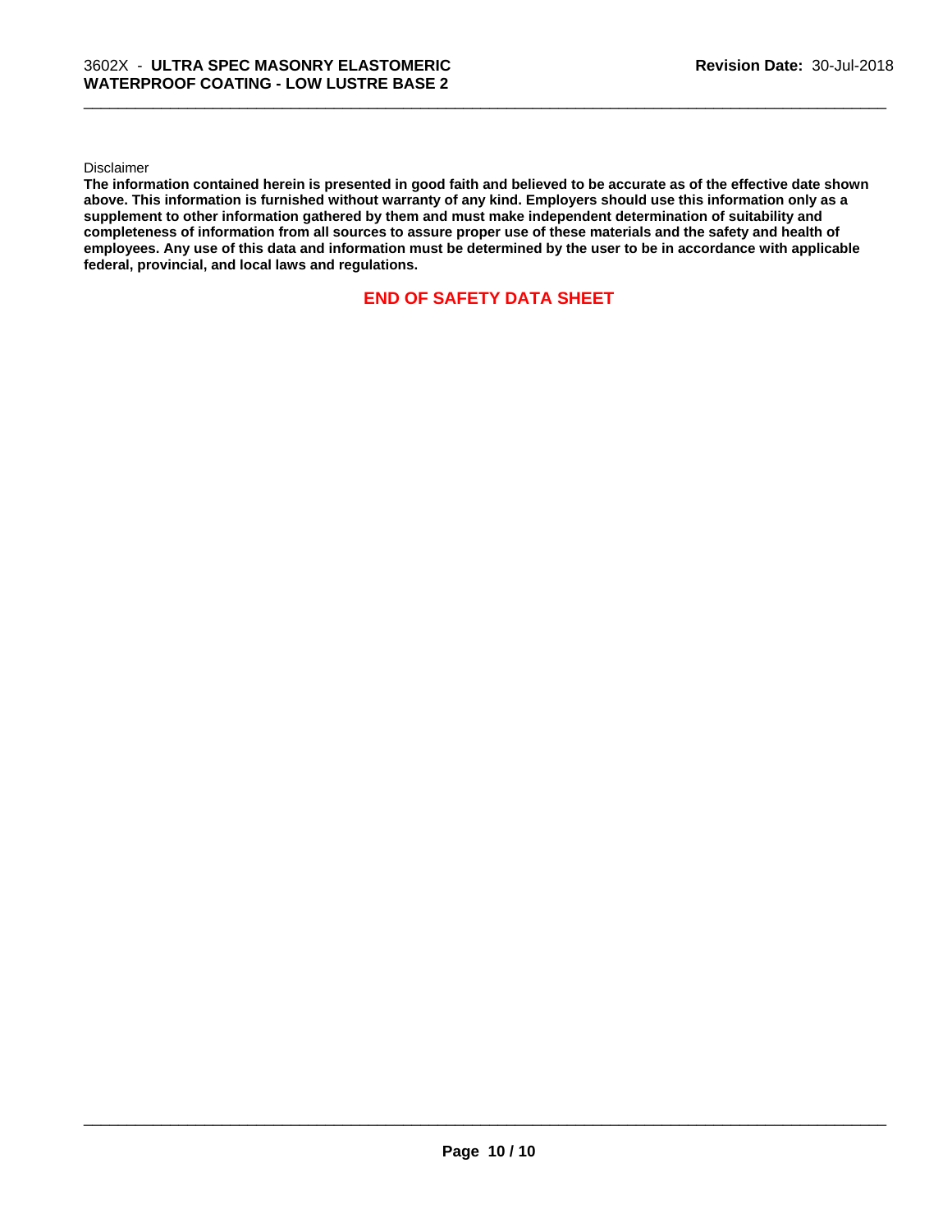Disclaimer

**The information contained herein is presented in good faith and believed to be accurate as of the effective date shown above. This information is furnished without warranty of any kind. Employers should use this information only as a supplement to other information gathered by them and must make independent determination of suitability and completeness of information from all sources to assure proper use of these materials and the safety and health of employees. Any use of this data and information must be determined by the user to be in accordance with applicable federal, provincial, and local laws and regulations.**

**END OF SAFETY DATA SHEET**